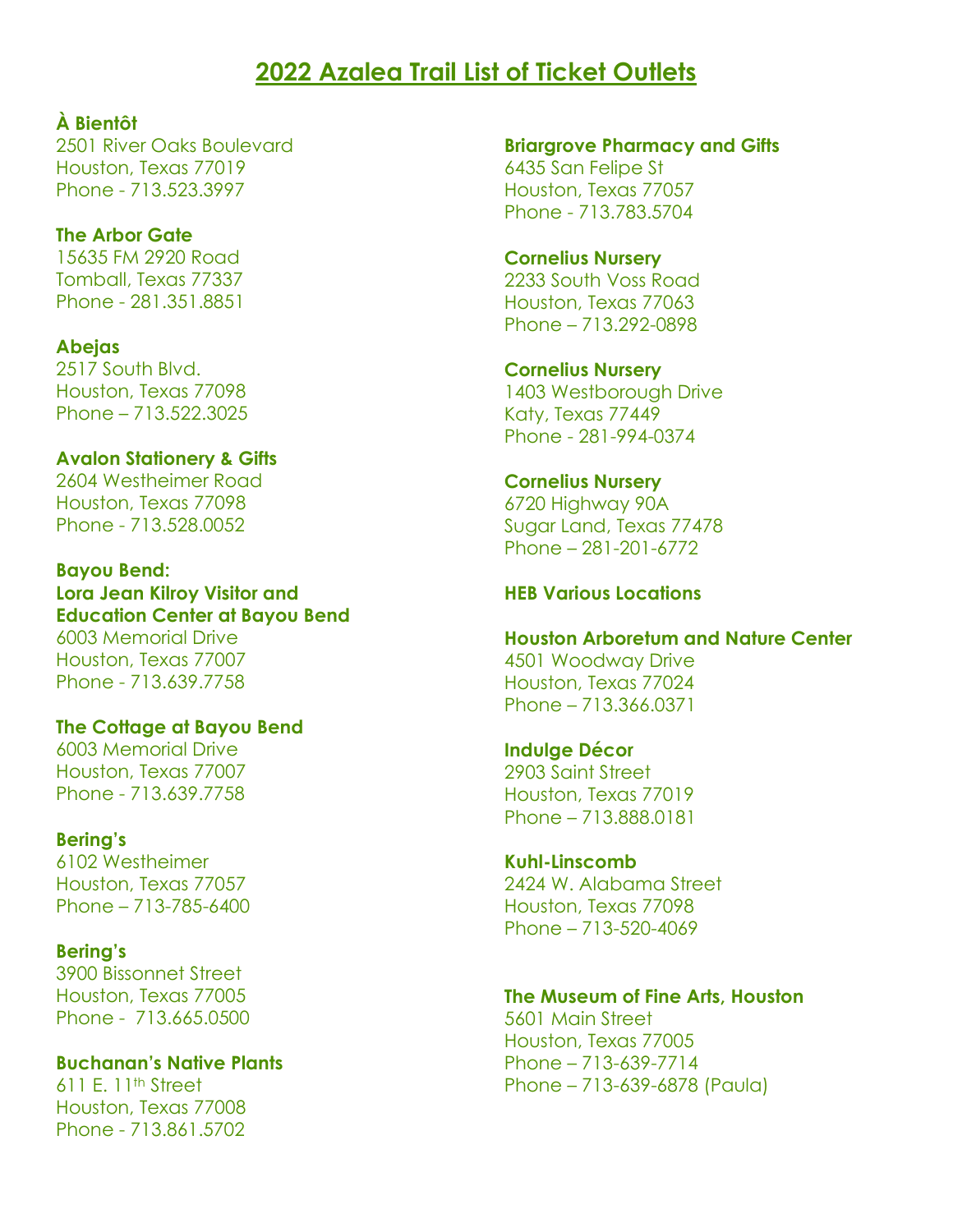# 2022 Azalea Trail List of Ticket Outlets

**À Bientôt**
2501 River Oaks Boulevard
Houston, Texas 77019
Phone - 713.523.3997

**The Arbor Gate**
15635 FM 2920 Road
Tomball, Texas 77337
Phone - 281.351.8851

**Abejas**
2517 South Blvd.
Houston, Texas 77098
Phone – 713.522.3025

**Avalon Stationery & Gifts**
2604 Westheimer Road
Houston, Texas 77098
Phone - 713.528.0052

**Bayou Bend:**
**Lora Jean Kilroy Visitor and Education Center at Bayou Bend**
6003 Memorial Drive
Houston, Texas 77007
Phone - 713.639.7758

**The Cottage at Bayou Bend**
6003 Memorial Drive
Houston, Texas 77007
Phone - 713.639.7758

**Bering's**
6102 Westheimer
Houston, Texas 77057
Phone – 713-785-6400

**Bering's**
3900 Bissonnet Street
Houston, Texas 77005
Phone - 713.665.0500

**Buchanan's Native Plants**
611 E. 11th Street
Houston, Texas 77008
Phone - 713.861.5702

**Briargrove Pharmacy and Gifts**
6435 San Felipe St
Houston, Texas 77057
Phone - 713.783.5704

**Cornelius Nursery**
2233 South Voss Road
Houston, Texas 77063
Phone – 713.292-0898

**Cornelius Nursery**
1403 Westborough Drive
Katy, Texas 77449
Phone - 281-994-0374

**Cornelius Nursery**
6720 Highway 90A
Sugar Land, Texas 77478
Phone – 281-201-6772

**HEB Various Locations**

**Houston Arboretum and Nature Center**
4501 Woodway Drive
Houston, Texas 77024
Phone – 713.366.0371

**Indulge Décor**
2903 Saint Street
Houston, Texas 77019
Phone – 713.888.0181

**Kuhl-Linscomb**
2424 W. Alabama Street
Houston, Texas 77098
Phone – 713-520-4069

**The Museum of Fine Arts, Houston**
5601 Main Street
Houston, Texas 77005
Phone – 713-639-7714
Phone – 713-639-6878 (Paula)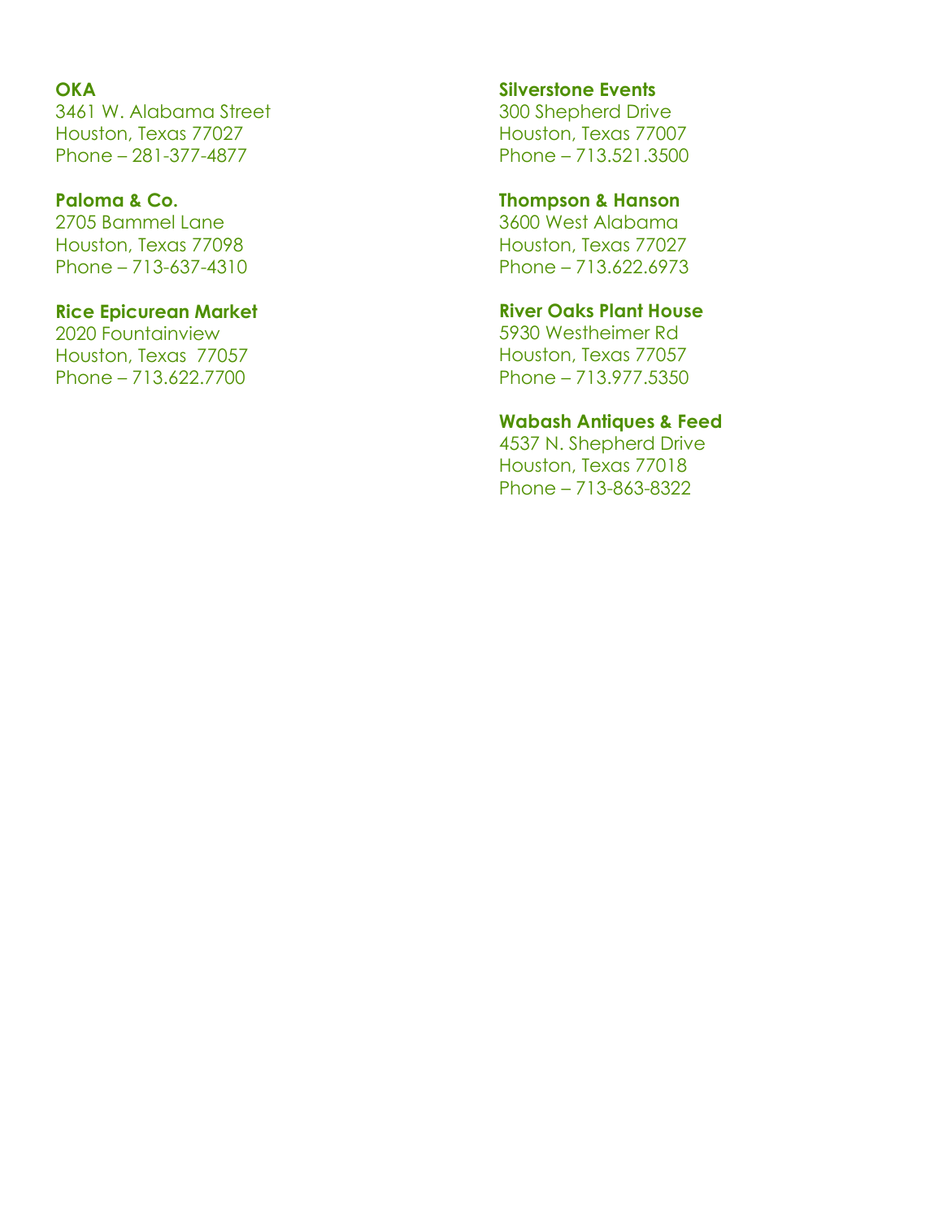**OKA**
3461 W. Alabama Street
Houston, Texas 77027
Phone – 281-377-4877

**Paloma & Co.**
2705 Bammel Lane
Houston, Texas 77098
Phone – 713-637-4310

**Rice Epicurean Market**
2020 Fountainview
Houston, Texas 77057
Phone – 713.622.7700

**Silverstone Events**
300 Shepherd Drive
Houston, Texas 77007
Phone – 713.521.3500

**Thompson & Hanson**
3600 West Alabama
Houston, Texas 77027
Phone – 713.622.6973

**River Oaks Plant House**
5930 Westheimer Rd
Houston, Texas 77057
Phone – 713.977.5350

**Wabash Antiques & Feed**
4537 N. Shepherd Drive
Houston, Texas 77018
Phone – 713-863-8322